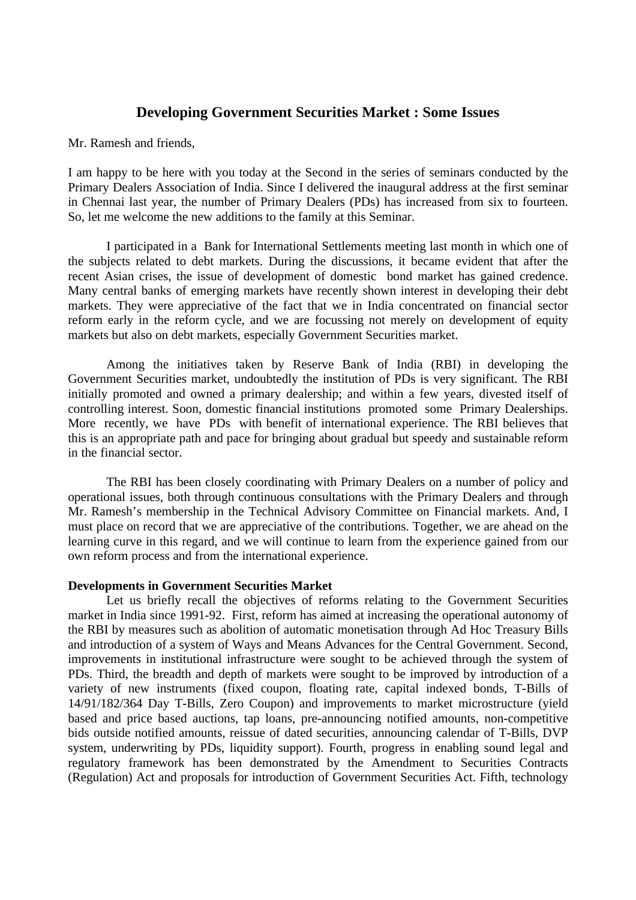# Developing Government Securities Market : Some Issues

Mr. Ramesh and friends,

I am happy to be here with you today at the Second in the series of seminars conducted by the Primary Dealers Association of India. Since I delivered the inaugural address at the first seminar in Chennai last year, the number of Primary Dealers (PDs) has increased from six to fourteen. So, let me welcome the new additions to the family at this Seminar.

I participated in a Bank for International Settlements meeting last month in which one of the subjects related to debt markets. During the discussions, it became evident that after the recent Asian crises, the issue of development of domestic bond market has gained credence. Many central banks of emerging markets have recently shown interest in developing their debt markets. They were appreciative of the fact that we in India concentrated on financial sector reform early in the reform cycle, and we are focussing not merely on development of equity markets but also on debt markets, especially Government Securities market.

Among the initiatives taken by Reserve Bank of India (RBI) in developing the Government Securities market, undoubtedly the institution of PDs is very significant. The RBI initially promoted and owned a primary dealership; and within a few years, divested itself of controlling interest. Soon, domestic financial institutions promoted some Primary Dealerships. More recently, we have PDs with benefit of international experience. The RBI believes that this is an appropriate path and pace for bringing about gradual but speedy and sustainable reform in the financial sector.

The RBI has been closely coordinating with Primary Dealers on a number of policy and operational issues, both through continuous consultations with the Primary Dealers and through Mr. Ramesh's membership in the Technical Advisory Committee on Financial markets. And, I must place on record that we are appreciative of the contributions. Together, we are ahead on the learning curve in this regard, and we will continue to learn from the experience gained from our own reform process and from the international experience.

**Developments in Government Securities Market**

Let us briefly recall the objectives of reforms relating to the Government Securities market in India since 1991-92. First, reform has aimed at increasing the operational autonomy of the RBI by measures such as abolition of automatic monetisation through Ad Hoc Treasury Bills and introduction of a system of Ways and Means Advances for the Central Government. Second, improvements in institutional infrastructure were sought to be achieved through the system of PDs. Third, the breadth and depth of markets were sought to be improved by introduction of a variety of new instruments (fixed coupon, floating rate, capital indexed bonds, T-Bills of 14/91/182/364 Day T-Bills, Zero Coupon) and improvements to market microstructure (yield based and price based auctions, tap loans, pre-announcing notified amounts, non-competitive bids outside notified amounts, reissue of dated securities, announcing calendar of T-Bills, DVP system, underwriting by PDs, liquidity support). Fourth, progress in enabling sound legal and regulatory framework has been demonstrated by the Amendment to Securities Contracts (Regulation) Act and proposals for introduction of Government Securities Act. Fifth, technology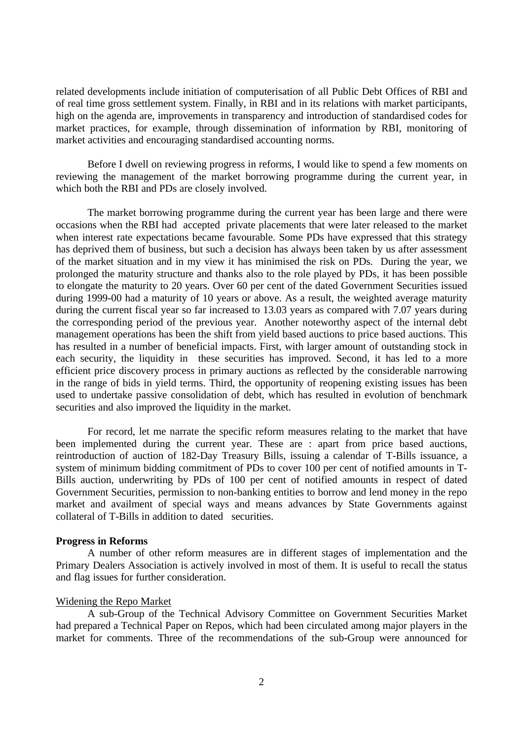related developments include initiation of computerisation of all Public Debt Offices of RBI and of real time gross settlement system. Finally, in RBI and in its relations with market participants, high on the agenda are, improvements in transparency and introduction of standardised codes for market practices, for example, through dissemination of information by RBI, monitoring of market activities and encouraging standardised accounting norms.

Before I dwell on reviewing progress in reforms, I would like to spend a few moments on reviewing the management of the market borrowing programme during the current year, in which both the RBI and PDs are closely involved.

The market borrowing programme during the current year has been large and there were occasions when the RBI had accepted private placements that were later released to the market when interest rate expectations became favourable. Some PDs have expressed that this strategy has deprived them of business, but such a decision has always been taken by us after assessment of the market situation and in my view it has minimised the risk on PDs. During the year, we prolonged the maturity structure and thanks also to the role played by PDs, it has been possible to elongate the maturity to 20 years. Over 60 per cent of the dated Government Securities issued during 1999-00 had a maturity of 10 years or above. As a result, the weighted average maturity during the current fiscal year so far increased to 13.03 years as compared with 7.07 years during the corresponding period of the previous year. Another noteworthy aspect of the internal debt management operations has been the shift from yield based auctions to price based auctions. This has resulted in a number of beneficial impacts. First, with larger amount of outstanding stock in each security, the liquidity in these securities has improved. Second, it has led to a more efficient price discovery process in primary auctions as reflected by the considerable narrowing in the range of bids in yield terms. Third, the opportunity of reopening existing issues has been used to undertake passive consolidation of debt, which has resulted in evolution of benchmark securities and also improved the liquidity in the market.

For record, let me narrate the specific reform measures relating to the market that have been implemented during the current year. These are : apart from price based auctions, reintroduction of auction of 182-Day Treasury Bills, issuing a calendar of T-Bills issuance, a system of minimum bidding commitment of PDs to cover 100 per cent of notified amounts in T-Bills auction, underwriting by PDs of 100 per cent of notified amounts in respect of dated Government Securities, permission to non-banking entities to borrow and lend money in the repo market and availment of special ways and means advances by State Governments against collateral of T-Bills in addition to dated securities.

**Progress in Reforms**

A number of other reform measures are in different stages of implementation and the Primary Dealers Association is actively involved in most of them. It is useful to recall the status and flag issues for further consideration.

Widening the Repo Market

A sub-Group of the Technical Advisory Committee on Government Securities Market had prepared a Technical Paper on Repos, which had been circulated among major players in the market for comments. Three of the recommendations of the sub-Group were announced for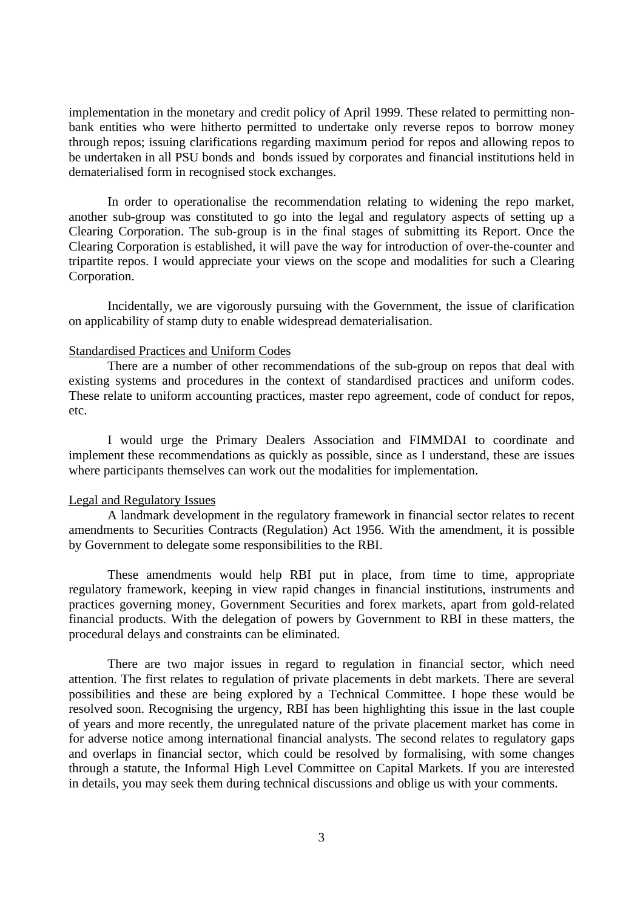implementation in the monetary and credit policy of April 1999. These related to permitting non-bank entities who were hitherto permitted to undertake only reverse repos to borrow money through repos; issuing clarifications regarding maximum period for repos and allowing repos to be undertaken in all PSU bonds and bonds issued by corporates and financial institutions held in dematerialised form in recognised stock exchanges.

In order to operationalise the recommendation relating to widening the repo market, another sub-group was constituted to go into the legal and regulatory aspects of setting up a Clearing Corporation. The sub-group is in the final stages of submitting its Report. Once the Clearing Corporation is established, it will pave the way for introduction of over-the-counter and tripartite repos. I would appreciate your views on the scope and modalities for such a Clearing Corporation.

Incidentally, we are vigorously pursuing with the Government, the issue of clarification on applicability of stamp duty to enable widespread dematerialisation.

Standardised Practices and Uniform Codes

There are a number of other recommendations of the sub-group on repos that deal with existing systems and procedures in the context of standardised practices and uniform codes. These relate to uniform accounting practices, master repo agreement, code of conduct for repos, etc.

I would urge the Primary Dealers Association and FIMMDAI to coordinate and implement these recommendations as quickly as possible, since as I understand, these are issues where participants themselves can work out the modalities for implementation.

Legal and Regulatory Issues

A landmark development in the regulatory framework in financial sector relates to recent amendments to Securities Contracts (Regulation) Act 1956. With the amendment, it is possible by Government to delegate some responsibilities to the RBI.

These amendments would help RBI put in place, from time to time, appropriate regulatory framework, keeping in view rapid changes in financial institutions, instruments and practices governing money, Government Securities and forex markets, apart from gold-related financial products. With the delegation of powers by Government to RBI in these matters, the procedural delays and constraints can be eliminated.

There are two major issues in regard to regulation in financial sector, which need attention. The first relates to regulation of private placements in debt markets. There are several possibilities and these are being explored by a Technical Committee. I hope these would be resolved soon. Recognising the urgency, RBI has been highlighting this issue in the last couple of years and more recently, the unregulated nature of the private placement market has come in for adverse notice among international financial analysts. The second relates to regulatory gaps and overlaps in financial sector, which could be resolved by formalising, with some changes through a statute, the Informal High Level Committee on Capital Markets. If you are interested in details, you may seek them during technical discussions and oblige us with your comments.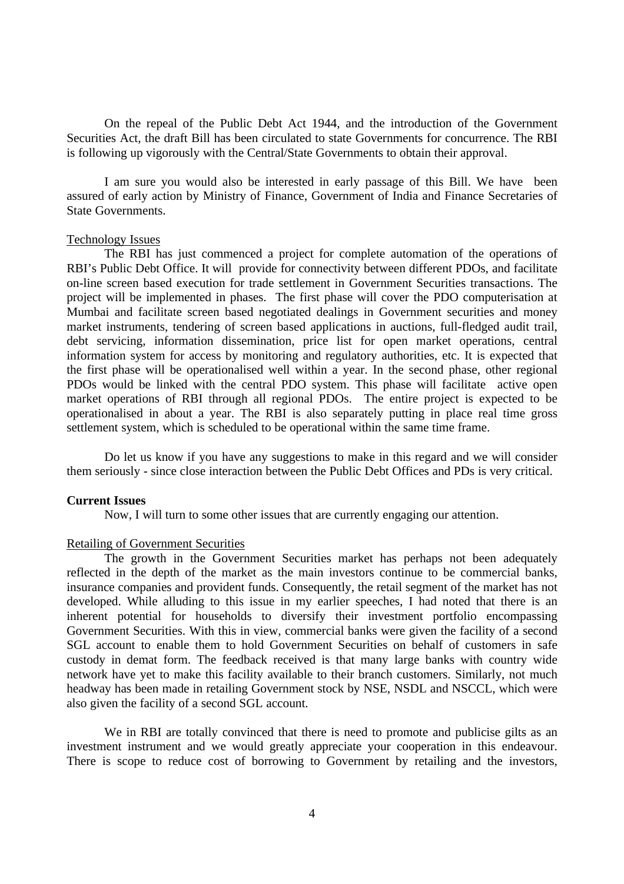On the repeal of the Public Debt Act 1944, and the introduction of the Government Securities Act, the draft Bill has been circulated to state Governments for concurrence. The RBI is following up vigorously with the Central/State Governments to obtain their approval.

I am sure you would also be interested in early passage of this Bill. We have been assured of early action by Ministry of Finance, Government of India and Finance Secretaries of State Governments.

Technology Issues

The RBI has just commenced a project for complete automation of the operations of RBI's Public Debt Office. It will provide for connectivity between different PDOs, and facilitate on-line screen based execution for trade settlement in Government Securities transactions. The project will be implemented in phases. The first phase will cover the PDO computerisation at Mumbai and facilitate screen based negotiated dealings in Government securities and money market instruments, tendering of screen based applications in auctions, full-fledged audit trail, debt servicing, information dissemination, price list for open market operations, central information system for access by monitoring and regulatory authorities, etc. It is expected that the first phase will be operationalised well within a year. In the second phase, other regional PDOs would be linked with the central PDO system. This phase will facilitate active open market operations of RBI through all regional PDOs. The entire project is expected to be operationalised in about a year. The RBI is also separately putting in place real time gross settlement system, which is scheduled to be operational within the same time frame.

Do let us know if you have any suggestions to make in this regard and we will consider them seriously - since close interaction between the Public Debt Offices and PDs is very critical.

**Current Issues**

Now, I will turn to some other issues that are currently engaging our attention.

Retailing of Government Securities

The growth in the Government Securities market has perhaps not been adequately reflected in the depth of the market as the main investors continue to be commercial banks, insurance companies and provident funds. Consequently, the retail segment of the market has not developed. While alluding to this issue in my earlier speeches, I had noted that there is an inherent potential for households to diversify their investment portfolio encompassing Government Securities. With this in view, commercial banks were given the facility of a second SGL account to enable them to hold Government Securities on behalf of customers in safe custody in demat form. The feedback received is that many large banks with country wide network have yet to make this facility available to their branch customers. Similarly, not much headway has been made in retailing Government stock by NSE, NSDL and NSCCL, which were also given the facility of a second SGL account.

We in RBI are totally convinced that there is need to promote and publicise gilts as an investment instrument and we would greatly appreciate your cooperation in this endeavour. There is scope to reduce cost of borrowing to Government by retailing and the investors,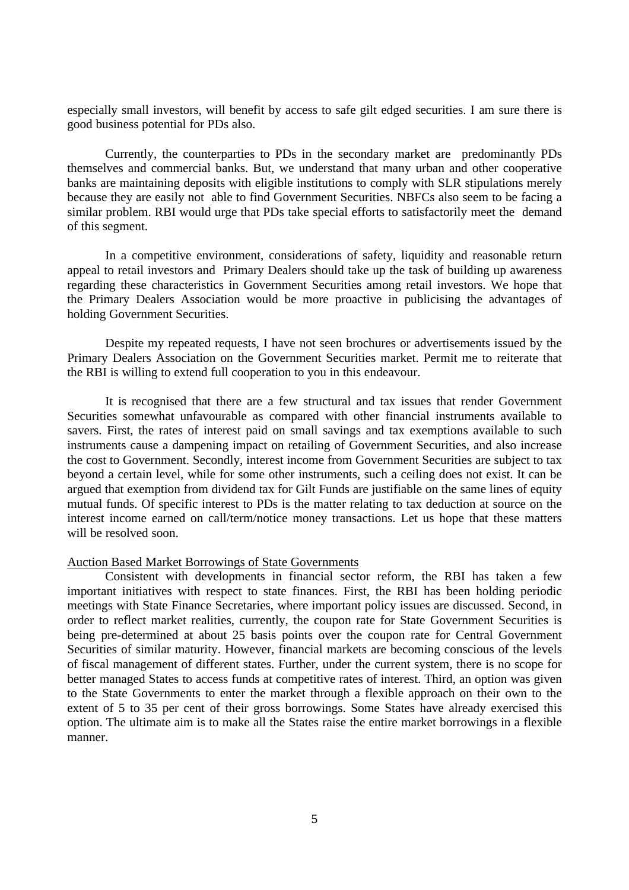especially small investors, will benefit by access to safe gilt edged securities. I am sure there is good business potential for PDs also.

Currently, the counterparties to PDs in the secondary market are predominantly PDs themselves and commercial banks. But, we understand that many urban and other cooperative banks are maintaining deposits with eligible institutions to comply with SLR stipulations merely because they are easily not able to find Government Securities. NBFCs also seem to be facing a similar problem. RBI would urge that PDs take special efforts to satisfactorily meet the demand of this segment.

In a competitive environment, considerations of safety, liquidity and reasonable return appeal to retail investors and Primary Dealers should take up the task of building up awareness regarding these characteristics in Government Securities among retail investors. We hope that the Primary Dealers Association would be more proactive in publicising the advantages of holding Government Securities.

Despite my repeated requests, I have not seen brochures or advertisements issued by the Primary Dealers Association on the Government Securities market. Permit me to reiterate that the RBI is willing to extend full cooperation to you in this endeavour.

It is recognised that there are a few structural and tax issues that render Government Securities somewhat unfavourable as compared with other financial instruments available to savers. First, the rates of interest paid on small savings and tax exemptions available to such instruments cause a dampening impact on retailing of Government Securities, and also increase the cost to Government. Secondly, interest income from Government Securities are subject to tax beyond a certain level, while for some other instruments, such a ceiling does not exist. It can be argued that exemption from dividend tax for Gilt Funds are justifiable on the same lines of equity mutual funds. Of specific interest to PDs is the matter relating to tax deduction at source on the interest income earned on call/term/notice money transactions. Let us hope that these matters will be resolved soon.

Auction Based Market Borrowings of State Governments

Consistent with developments in financial sector reform, the RBI has taken a few important initiatives with respect to state finances. First, the RBI has been holding periodic meetings with State Finance Secretaries, where important policy issues are discussed. Second, in order to reflect market realities, currently, the coupon rate for State Government Securities is being pre-determined at about 25 basis points over the coupon rate for Central Government Securities of similar maturity. However, financial markets are becoming conscious of the levels of fiscal management of different states. Further, under the current system, there is no scope for better managed States to access funds at competitive rates of interest. Third, an option was given to the State Governments to enter the market through a flexible approach on their own to the extent of 5 to 35 per cent of their gross borrowings. Some States have already exercised this option. The ultimate aim is to make all the States raise the entire market borrowings in a flexible manner.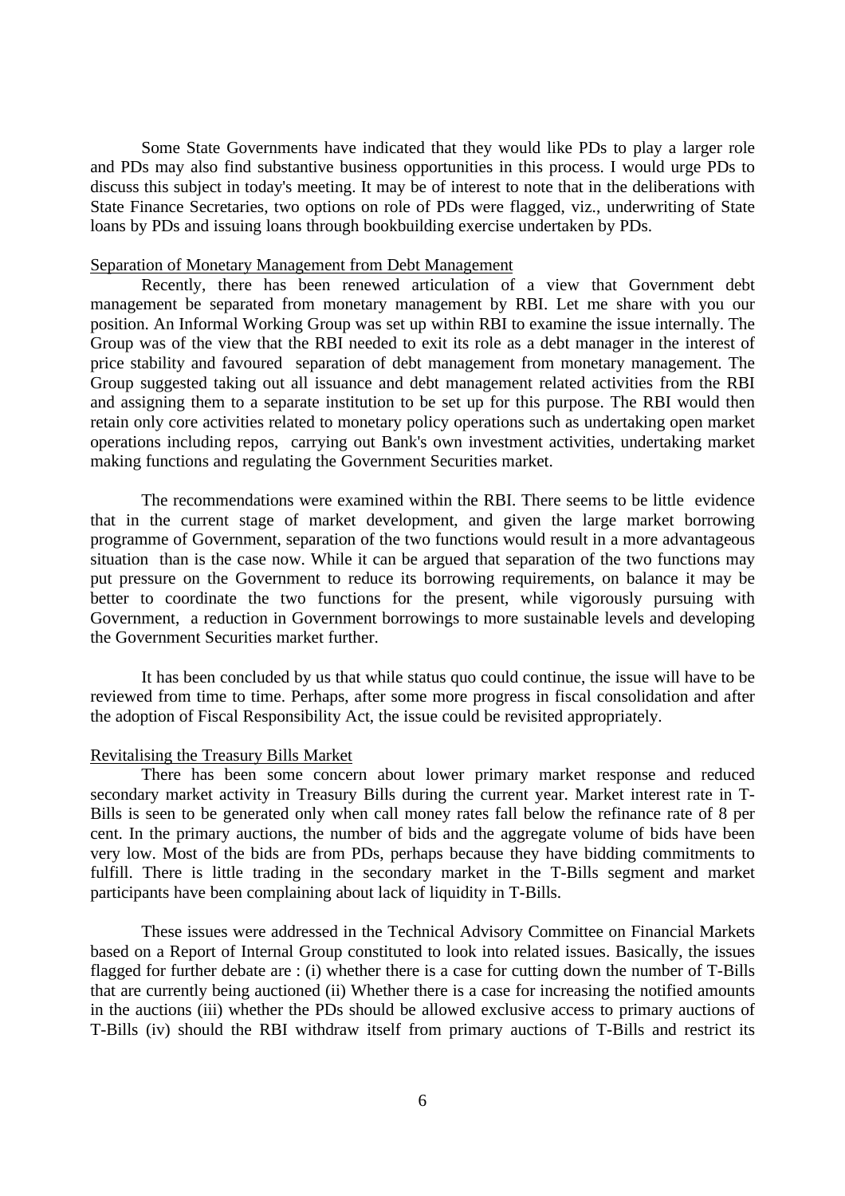Some State Governments have indicated that they would like PDs to play a larger role and PDs may also find substantive business opportunities in this process. I would urge PDs to discuss this subject in today's meeting. It may be of interest to note that in the deliberations with State Finance Secretaries, two options on role of PDs were flagged, viz., underwriting of State loans by PDs and issuing loans through bookbuilding exercise undertaken by PDs.

Separation of Monetary Management from Debt Management

Recently, there has been renewed articulation of a view that Government debt management be separated from monetary management by RBI. Let me share with you our position. An Informal Working Group was set up within RBI to examine the issue internally. The Group was of the view that the RBI needed to exit its role as a debt manager in the interest of price stability and favoured separation of debt management from monetary management. The Group suggested taking out all issuance and debt management related activities from the RBI and assigning them to a separate institution to be set up for this purpose. The RBI would then retain only core activities related to monetary policy operations such as undertaking open market operations including repos, carrying out Bank's own investment activities, undertaking market making functions and regulating the Government Securities market.

The recommendations were examined within the RBI. There seems to be little evidence that in the current stage of market development, and given the large market borrowing programme of Government, separation of the two functions would result in a more advantageous situation than is the case now. While it can be argued that separation of the two functions may put pressure on the Government to reduce its borrowing requirements, on balance it may be better to coordinate the two functions for the present, while vigorously pursuing with Government, a reduction in Government borrowings to more sustainable levels and developing the Government Securities market further.

It has been concluded by us that while status quo could continue, the issue will have to be reviewed from time to time. Perhaps, after some more progress in fiscal consolidation and after the adoption of Fiscal Responsibility Act, the issue could be revisited appropriately.

Revitalising the Treasury Bills Market

There has been some concern about lower primary market response and reduced secondary market activity in Treasury Bills during the current year. Market interest rate in T-Bills is seen to be generated only when call money rates fall below the refinance rate of 8 per cent. In the primary auctions, the number of bids and the aggregate volume of bids have been very low. Most of the bids are from PDs, perhaps because they have bidding commitments to fulfill. There is little trading in the secondary market in the T-Bills segment and market participants have been complaining about lack of liquidity in T-Bills.

These issues were addressed in the Technical Advisory Committee on Financial Markets based on a Report of Internal Group constituted to look into related issues. Basically, the issues flagged for further debate are : (i) whether there is a case for cutting down the number of T-Bills that are currently being auctioned (ii) Whether there is a case for increasing the notified amounts in the auctions (iii) whether the PDs should be allowed exclusive access to primary auctions of T-Bills (iv) should the RBI withdraw itself from primary auctions of T-Bills and restrict its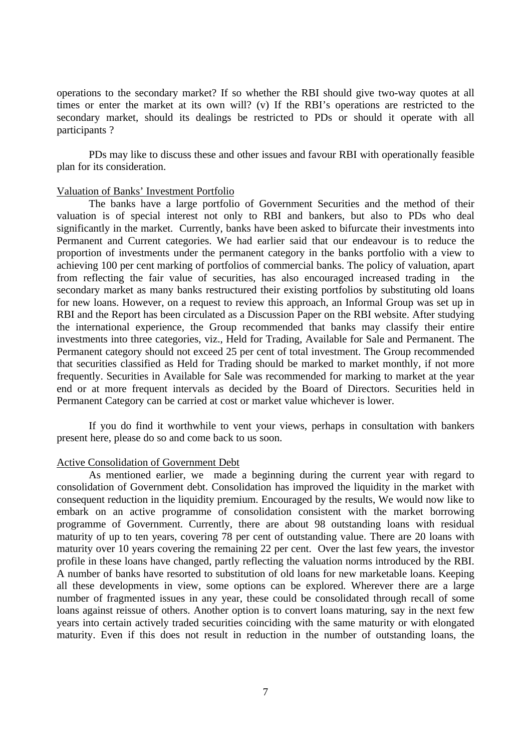operations to the secondary market? If so whether the RBI should give two-way quotes at all times or enter the market at its own will? (v) If the RBI's operations are restricted to the secondary market, should its dealings be restricted to PDs or should it operate with all participants ?

PDs may like to discuss these and other issues and favour RBI with operationally feasible plan for its consideration.

Valuation of Banks' Investment Portfolio

The banks have a large portfolio of Government Securities and the method of their valuation is of special interest not only to RBI and bankers, but also to PDs who deal significantly in the market. Currently, banks have been asked to bifurcate their investments into Permanent and Current categories. We had earlier said that our endeavour is to reduce the proportion of investments under the permanent category in the banks portfolio with a view to achieving 100 per cent marking of portfolios of commercial banks. The policy of valuation, apart from reflecting the fair value of securities, has also encouraged increased trading in the secondary market as many banks restructured their existing portfolios by substituting old loans for new loans. However, on a request to review this approach, an Informal Group was set up in RBI and the Report has been circulated as a Discussion Paper on the RBI website. After studying the international experience, the Group recommended that banks may classify their entire investments into three categories, viz., Held for Trading, Available for Sale and Permanent. The Permanent category should not exceed 25 per cent of total investment. The Group recommended that securities classified as Held for Trading should be marked to market monthly, if not more frequently. Securities in Available for Sale was recommended for marking to market at the year end or at more frequent intervals as decided by the Board of Directors. Securities held in Permanent Category can be carried at cost or market value whichever is lower.

If you do find it worthwhile to vent your views, perhaps in consultation with bankers present here, please do so and come back to us soon.

Active Consolidation of Government Debt

As mentioned earlier, we made a beginning during the current year with regard to consolidation of Government debt. Consolidation has improved the liquidity in the market with consequent reduction in the liquidity premium. Encouraged by the results, We would now like to embark on an active programme of consolidation consistent with the market borrowing programme of Government. Currently, there are about 98 outstanding loans with residual maturity of up to ten years, covering 78 per cent of outstanding value. There are 20 loans with maturity over 10 years covering the remaining 22 per cent. Over the last few years, the investor profile in these loans have changed, partly reflecting the valuation norms introduced by the RBI. A number of banks have resorted to substitution of old loans for new marketable loans. Keeping all these developments in view, some options can be explored. Wherever there are a large number of fragmented issues in any year, these could be consolidated through recall of some loans against reissue of others. Another option is to convert loans maturing, say in the next few years into certain actively traded securities coinciding with the same maturity or with elongated maturity. Even if this does not result in reduction in the number of outstanding loans, the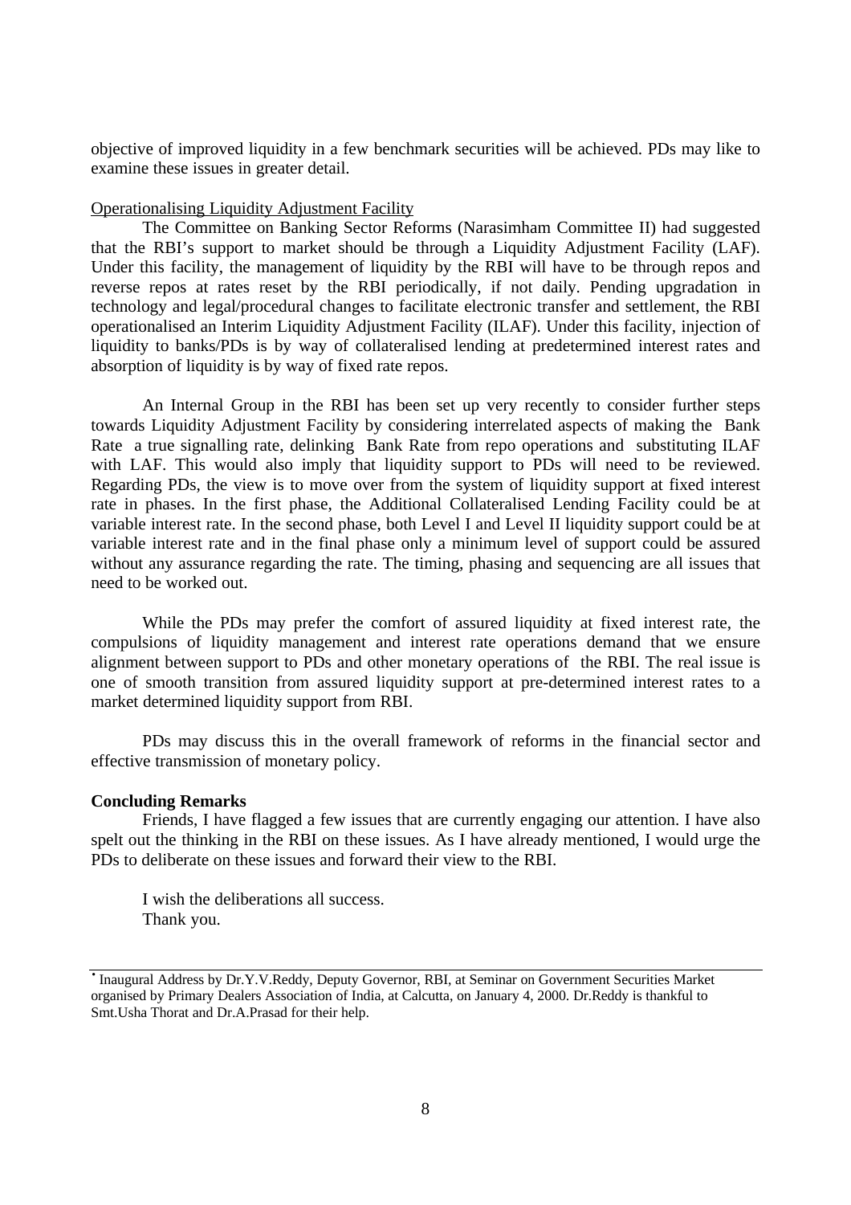objective of improved liquidity in a few benchmark securities will be achieved. PDs may like to examine these issues in greater detail.

Operationalising Liquidity Adjustment Facility

The Committee on Banking Sector Reforms (Narasimham Committee II) had suggested that the RBI's support to market should be through a Liquidity Adjustment Facility (LAF). Under this facility, the management of liquidity by the RBI will have to be through repos and reverse repos at rates reset by the RBI periodically, if not daily. Pending upgradation in technology and legal/procedural changes to facilitate electronic transfer and settlement, the RBI operationalised an Interim Liquidity Adjustment Facility (ILAF). Under this facility, injection of liquidity to banks/PDs is by way of collateralised lending at predetermined interest rates and absorption of liquidity is by way of fixed rate repos.

An Internal Group in the RBI has been set up very recently to consider further steps towards Liquidity Adjustment Facility by considering interrelated aspects of making the Bank Rate a true signalling rate, delinking Bank Rate from repo operations and substituting ILAF with LAF. This would also imply that liquidity support to PDs will need to be reviewed. Regarding PDs, the view is to move over from the system of liquidity support at fixed interest rate in phases. In the first phase, the Additional Collateralised Lending Facility could be at variable interest rate. In the second phase, both Level I and Level II liquidity support could be at variable interest rate and in the final phase only a minimum level of support could be assured without any assurance regarding the rate. The timing, phasing and sequencing are all issues that need to be worked out.

While the PDs may prefer the comfort of assured liquidity at fixed interest rate, the compulsions of liquidity management and interest rate operations demand that we ensure alignment between support to PDs and other monetary operations of the RBI. The real issue is one of smooth transition from assured liquidity support at pre-determined interest rates to a market determined liquidity support from RBI.

PDs may discuss this in the overall framework of reforms in the financial sector and effective transmission of monetary policy.

**Concluding Remarks**

Friends, I have flagged a few issues that are currently engaging our attention. I have also spelt out the thinking in the RBI on these issues. As I have already mentioned, I would urge the PDs to deliberate on these issues and forward their view to the RBI.

I wish the deliberations all success.
Thank you.

---

• Inaugural Address by Dr.Y.V.Reddy, Deputy Governor, RBI, at Seminar on Government Securities Market organised by Primary Dealers Association of India, at Calcutta, on January 4, 2000. Dr.Reddy is thankful to Smt.Usha Thorat and Dr.A.Prasad for their help.